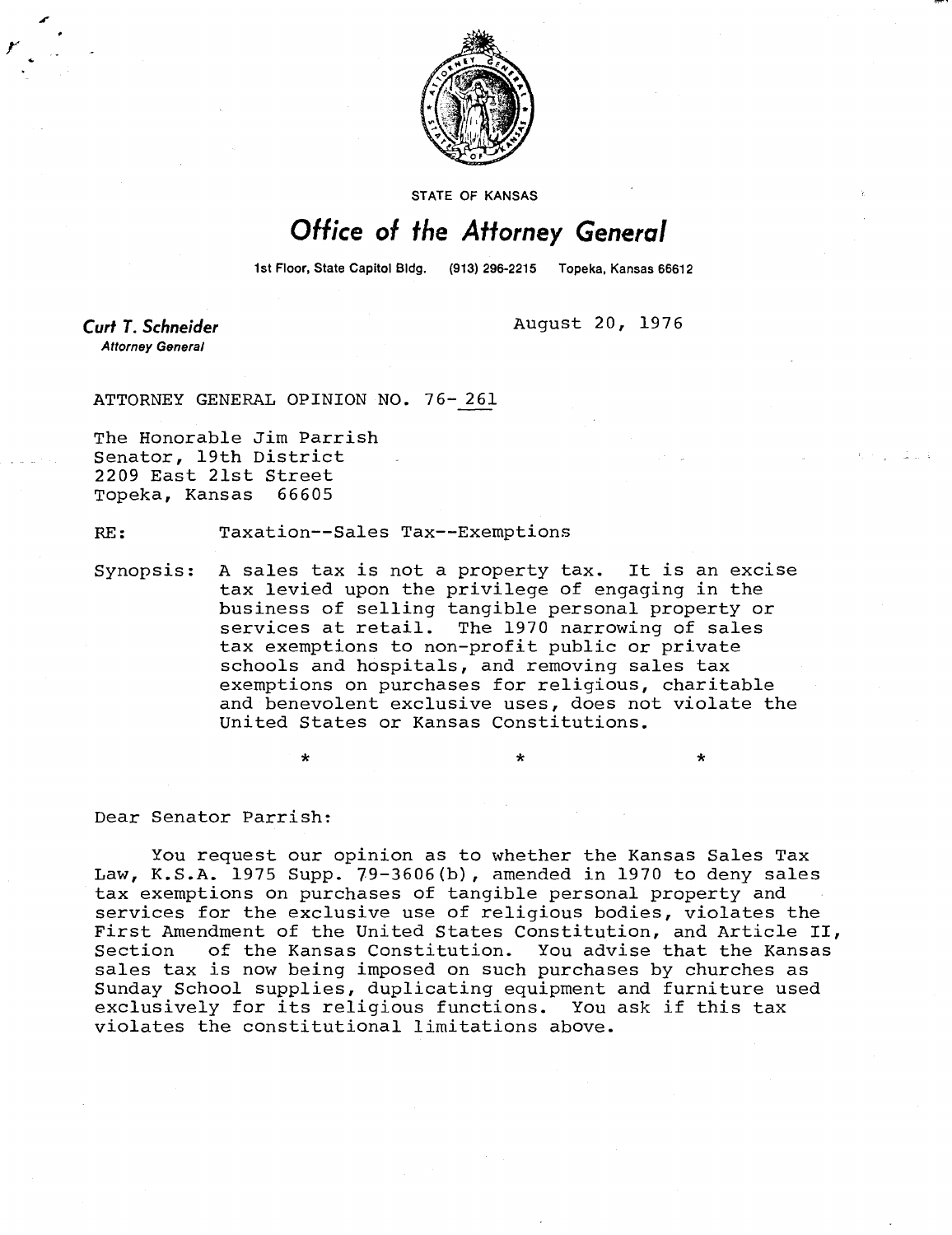STATE OF KANSAS

# Office of the Attorney General

1st Floor, State Capitol Bldg. (913) 296-2215 Topeka, Kansas 66612

**Curt T. Schneider**
*Attorney General*

August 20, 1976

ATTORNEY GENERAL OPINION NO. 76-261

The Honorable Jim Parrish
Senator, 19th District
2209 East 21st Street
Topeka, Kansas 66605

RE: Taxation--Sales Tax--Exemptions

Synopsis: A sales tax is not a property tax. It is an excise tax levied upon the privilege of engaging in the business of selling tangible personal property or services at retail. The 1970 narrowing of sales tax exemptions to non-profit public or private schools and hospitals, and removing sales tax exemptions on purchases for religious, charitable and benevolent exclusive uses, does not violate the United States or Kansas Constitutions.

\* \* \*

Dear Senator Parrish:

You request our opinion as to whether the Kansas Sales Tax Law, K.S.A. 1975 Supp. 79-3606(b), amended in 1970 to deny sales tax exemptions on purchases of tangible personal property and services for the exclusive use of religious bodies, violates the First Amendment of the United States Constitution, and Article II, Section of the Kansas Constitution. You advise that the Kansas sales tax is now being imposed on such purchases by churches as Sunday School supplies, duplicating equipment and furniture used exclusively for its religious functions. You ask if this tax violates the constitutional limitations above.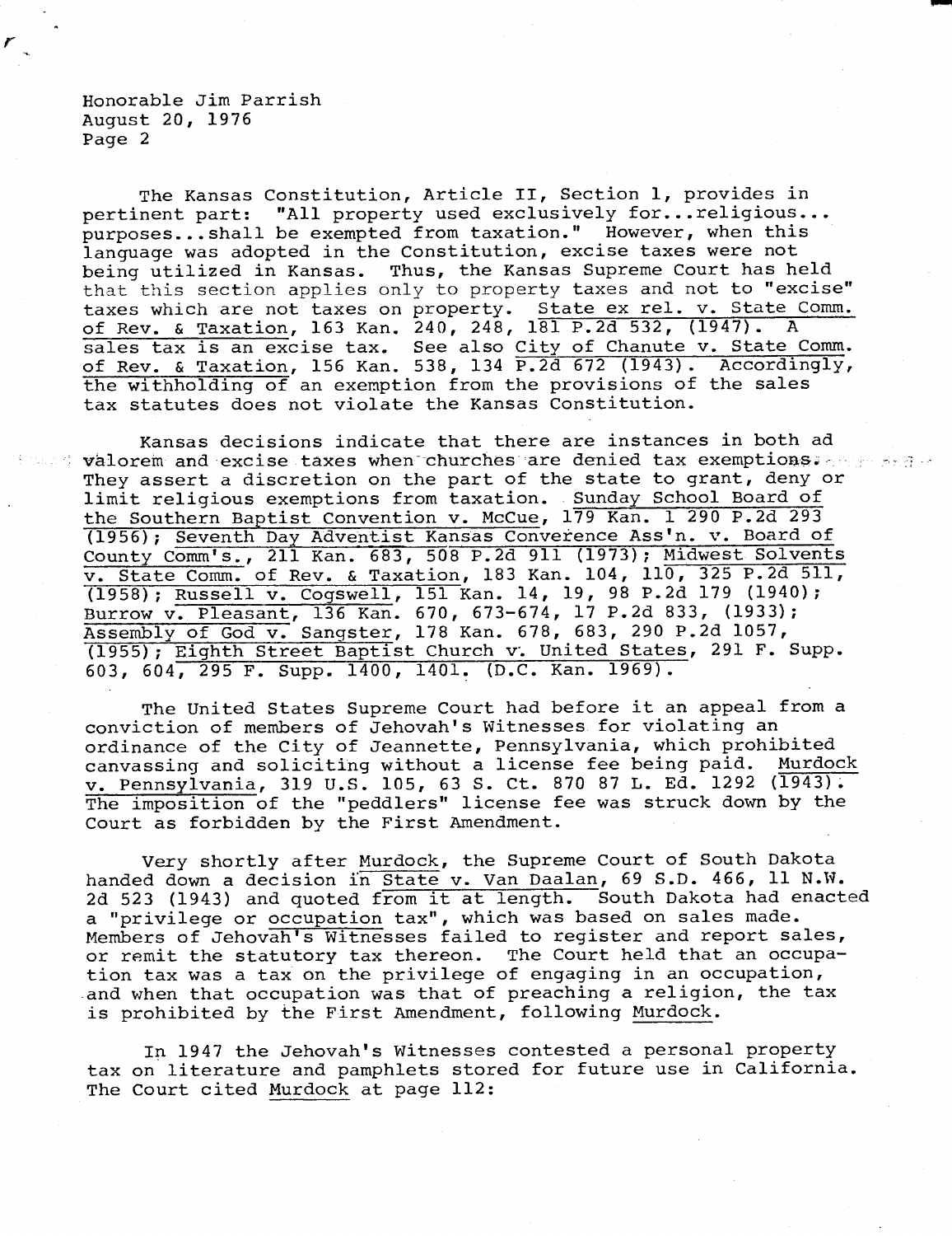Honorable Jim Parrish
August 20, 1976
Page 2

The Kansas Constitution, Article II, Section 1, provides in pertinent part: "All property used exclusively for...religious... purposes...shall be exempted from taxation." However, when this language was adopted in the Constitution, excise taxes were not being utilized in Kansas. Thus, the Kansas Supreme Court has held that this section applies only to property taxes and not to "excise" taxes which are not taxes on property. State ex rel. v. State Comm. of Rev. & Taxation, 163 Kan. 240, 248, 181 P.2d 532, (1947). A sales tax is an excise tax. See also City of Chanute v. State Comm. of Rev. & Taxation, 156 Kan. 538, 134 P.2d 672 (1943). Accordingly, the withholding of an exemption from the provisions of the sales tax statutes does not violate the Kansas Constitution.

Kansas decisions indicate that there are instances in both ad valorem and excise taxes when churches are denied tax exemptions. They assert a discretion on the part of the state to grant, deny or limit religious exemptions from taxation. Sunday School Board of the Southern Baptist Convention v. McCue, 179 Kan. 1 290 P.2d 293 (1956); Seventh Day Adventist Kansas Converence Ass'n. v. Board of County Comm's., 211 Kan. 683, 508 P.2d 911 (1973); Midwest Solvents v. State Comm. of Rev. & Taxation, 183 Kan. 104, 110, 325 P.2d 511, (1958); Russell v. Cogswell, 151 Kan. 14, 19, 98 P.2d 179 (1940); Burrow v. Pleasant, 136 Kan. 670, 673-674, 17 P.2d 833, (1933); Assembly of God v. Sangster, 178 Kan. 678, 683, 290 P.2d 1057, (1955); Eighth Street Baptist Church v. United States, 291 F. Supp. 603, 604, 295 F. Supp. 1400, 1401. (D.C. Kan. 1969).

The United States Supreme Court had before it an appeal from a conviction of members of Jehovah's Witnesses for violating an ordinance of the City of Jeannette, Pennsylvania, which prohibited canvassing and soliciting without a license fee being paid. Murdock v. Pennsylvania, 319 U.S. 105, 63 S. Ct. 870 87 L. Ed. 1292 (1943). The imposition of the "peddlers" license fee was struck down by the Court as forbidden by the First Amendment.

Very shortly after Murdock, the Supreme Court of South Dakota handed down a decision in State v. Van Daalan, 69 S.D. 466, 11 N.W. 2d 523 (1943) and quoted from it at length. South Dakota had enacted a "privilege or occupation tax", which was based on sales made. Members of Jehovah's Witnesses failed to register and report sales, or remit the statutory tax thereon. The Court held that an occupation tax was a tax on the privilege of engaging in an occupation, and when that occupation was that of preaching a religion, the tax is prohibited by the First Amendment, following Murdock.

In 1947 the Jehovah's Witnesses contested a personal property tax on literature and pamphlets stored for future use in California. The Court cited Murdock at page 112: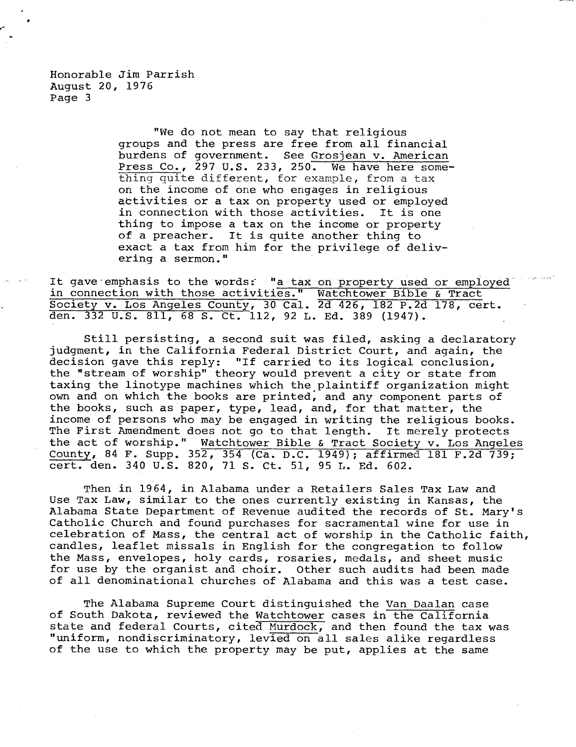> "We do not mean to say that religious groups and the press are free from all financial burdens of government. See Grosjean v. American Press Co., 297 U.S. 233, 250. We have here something quite different, for example, from a tax on the income of one who engages in religious activities or a tax on property used or employed in connection with those activities. It is one thing to impose a tax on the income or property of a preacher. It is quite another thing to exact a tax from him for the privilege of delivering a sermon."

It gave emphasis to the words: "a tax on property used or employed in connection with those activities." Watchtower Bible & Tract Society v. Los Angeles County, 30 Cal. 2d 426, 182 P.2d 178, cert. den. 332 U.S. 811, 68 S. Ct. 112, 92 L. Ed. 389 (1947).

Still persisting, a second suit was filed, asking a declaratory judgment, in the California Federal District Court, and again, the decision gave this reply: "If carried to its logical conclusion, the "stream of worship" theory would prevent a city or state from taxing the linotype machines which the plaintiff organization might own and on which the books are printed, and any component parts of the books, such as paper, type, lead, and, for that matter, the income of persons who may be engaged in writing the religious books. The First Amendment does not go to that length. It merely protects the act of worship." Watchtower Bible & Tract Society v. Los Angeles County, 84 F. Supp. 352, 354 (Ca. D.C. 1949); affirmed 181 F.2d 739; cert. den. 340 U.S. 820, 71 S. Ct. 51, 95 L. Ed. 602.

Then in 1964, in Alabama under a Retailers Sales Tax Law and Use Tax Law, similar to the ones currently existing in Kansas, the Alabama State Department of Revenue audited the records of St. Mary's Catholic Church and found purchases for sacramental wine for use in celebration of Mass, the central act of worship in the Catholic faith, candles, leaflet missals in English for the congregation to follow the Mass, envelopes, holy cards, rosaries, medals, and sheet music for use by the organist and choir. Other such audits had been made of all denominational churches of Alabama and this was a test case.

The Alabama Supreme Court distinguished the Van Daalan case of South Dakota, reviewed the Watchtower cases in the California state and federal Courts, cited Murdock, and then found the tax was "uniform, nondiscriminatory, levied on all sales alike regardless of the use to which the property may be put, applies at the same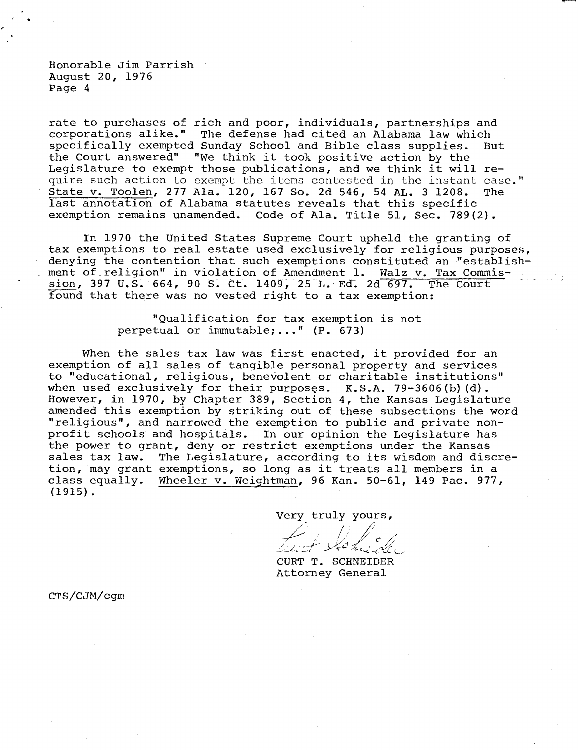rate to purchases of rich and poor, individuals, partnerships and corporations alike." The defense had cited an Alabama law which specifically exempted Sunday School and Bible class supplies. But the Court answered" "We think it took positive action by the Legislature to exempt those publications, and we think it will require such action to exempt the items contested in the instant case." State v. Toolen, 277 Ala. 120, 167 So. 2d 546, 54 AL. 3 1208. The last annotation of Alabama statutes reveals that this specific exemption remains unamended. Code of Ala. Title 51, Sec. 789(2).

In 1970 the United States Supreme Court upheld the granting of tax exemptions to real estate used exclusively for religious purposes, denying the contention that such exemptions constituted an "establishment of religion" in violation of Amendment 1. Walz v. Tax Commission, 397 U.S. 664, 90 S. Ct. 1409, 25 L. Ed. 2d 697. The Court found that there was no vested right to a tax exemption:

> "Qualification for tax exemption is not perpetual or immutable;..." (P. 673)

When the sales tax law was first enacted, it provided for an exemption of all sales of tangible personal property and services to "educational, religious, benevolent or charitable institutions" when used exclusively for their purposes. K.S.A. 79-3606(b)(d). However, in 1970, by Chapter 389, Section 4, the Kansas Legislature amended this exemption by striking out of these subsections the word "religious", and narrowed the exemption to public and private nonprofit schools and hospitals. In our opinion the Legislature has the power to grant, deny or restrict exemptions under the Kansas sales tax law. The Legislature, according to its wisdom and discretion, may grant exemptions, so long as it treats all members in a class equally. Wheeler v. Weightman, 96 Kan. 50-61, 149 Pac. 977, (1915).

Very truly yours,

CURT T. SCHNEIDER
Attorney General

CTS/CJM/cgm